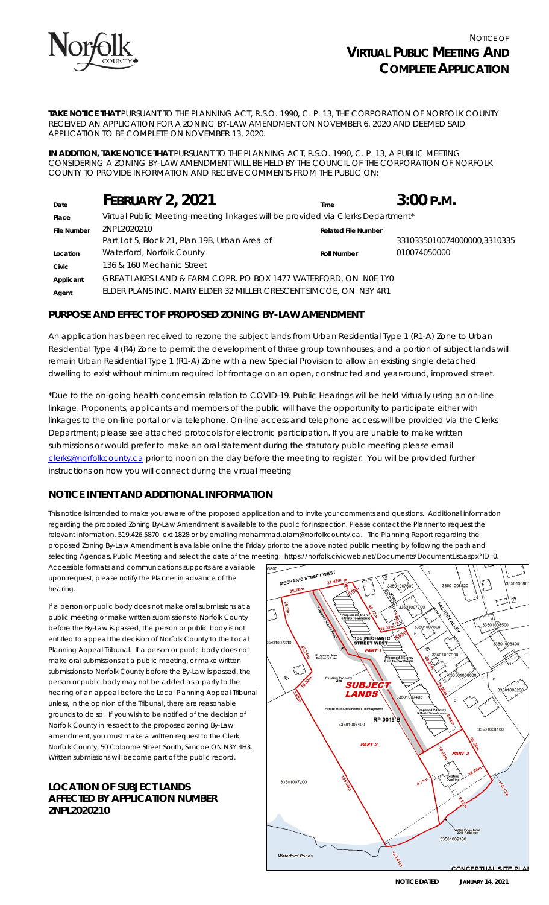NOTICE OF

# VIRTUAL PUBLIC MEETING AND COMPLETE APPLICATION

**TAKE NOTICE THAT** PURSUANT TO THE PLANNING ACT, R.S.O. 1990, C. P. 13, THE CORPORATION OF NORFOLK COUNTY RECEIVED AN APPLICATION FOR A ZONING BY-LAW AMENDMENT ON NOVEMBER 6, 2020 AND DEEMED SAID APPLICATION TO BE COMPLETE ON NOVEMBER 13, 2020.

**IN ADDITION, TAKE NOTICE THAT** PURSUANT TO THE PLANNING ACT, R.S.O. 1990, C. P. 13, A PUBLIC MEETING CONSIDERING A ZONING BY-LAW AMENDMENT WILL BE HELD BY THE COUNCIL OF THE CORPORATION OF NORFOLK COUNTY TO PROVIDE INFORMATION AND RECEIVE COMMENTS FROM THE PUBLIC ON:

| | | | |
|---|---|---|---|
| **Date** | **FEBRUARY 2, 2021** | **Time** | **3:00 P.M.** |
| **Place** | Virtual Public Meeting-meeting linkages will be provided via Clerks Department* | | |
| **File Number** | ZNPL2020210 | **Related File Number** | |
| **Location** | Part Lot 5, Block 21, Plan 19B, Urban Area of Waterford, Norfolk County | **Roll Number** | 3310335010074000000,3310335010074050000 |
| **Civic** | 136 & 160 Mechanic Street | | |
| **Applicant** | GREAT LAKES LAND & FARM COPR. PO BOX 1477 WATERFORD, ON N0E 1Y0 | | |
| **Agent** | ELDER PLANS INC. MARY ELDER 32 MILLER CRESCENT SIMCOE, ON N3Y 4R1 | | |

## PURPOSE AND EFFECT OF PROPOSED ZONING BY-LAW AMENDMENT

An application has been received to rezone the subject lands from Urban Residential Type 1 (R1-A) Zone to Urban Residential Type 4 (R4) Zone to permit the development of three group townhouses, and a portion of subject lands will remain Urban Residential Type 1 (R1-A) Zone with a new Special Provision to allow an existing single detached dwelling to exist without minimum required lot frontage on an open, constructed and year-round, improved street.

*Due to the on-going health concerns in relation to COVID-19. Public Hearings will be held virtually using an on-line linkage. Proponents, applicants and members of the public will have the opportunity to participate either with linkages to the on-line portal or via telephone. On-line access and telephone access will be provided via the Clerks Department; please see attached protocols for electronic participation. If you are unable to make written submissions or would prefer to make an oral statement during the statutory public meeting please email clerks@norfolkcounty.ca prior to noon on the day before the meeting to register. You will be provided further instructions on how you will connect during the virtual meeting

## NOTICE INTENT AND ADDITIONAL INFORMATION

This notice is intended to make you aware of the proposed application and to invite your comments and questions. Additional information regarding the proposed Zoning By-Law Amendment is available to the public for inspection. Please contact the Planner to request the relevant information. 519.426.5870 ext 1828 or by emailing mohammad.alam@norfolkcounty.ca. The Planning Report regarding the proposed Zoning By-Law Amendment is available online the Friday prior to the above noted public meeting by following the path and selecting Agendas, Public Meeting and select the date of the meeting: https://norfolk.civicweb.net/Documents/DocumentList.aspx?ID=0.

Accessible formats and communications supports are available upon request, please notify the Planner in advance of the hearing.

If a person or public body does not make oral submissions at a public meeting or make written submissions to Norfolk County before the By-Law is passed, the person or public body is not entitled to appeal the decision of Norfolk County to the Local Planning Appeal Tribunal. If a person or public body does not make oral submissions at a public meeting, or make written submissions to Norfolk County before the By-Law is passed, the person or public body may not be added as a party to the hearing of an appeal before the Local Planning Appeal Tribunal unless, in the opinion of the Tribunal, there are reasonable grounds to do so. If you wish to be notified of the decision of Norfolk County in respect to the proposed zoning By-Law amendment, you must make a written request to the Clerk, Norfolk County, 50 Colborne Street South, Simcoe ON N3Y 4H3. Written submissions will become part of the public record.

## LOCATION OF SUBJECT LANDS AFFECTED BY APPLICATION NUMBER ZNPL2020210

MECHANIC STREET WEST

136 MECHANIC STREET WEST

PART 1

PART 2

PART 3

SUBJECT LANDS

RP-0019-B

Proposed 2-Storey 5 Units Townhouse

Proposed Access Road

Proposed New Property Line

Existing Property Line

Future Multi-Residential Development

Existing Dwelling

FACTORY ALLEY

Water Edge from 2015 Airphoto

Waterford Ponds

CONCEPTUAL SITE PLAN

**NOTICE DATED JANUARY 14, 2021**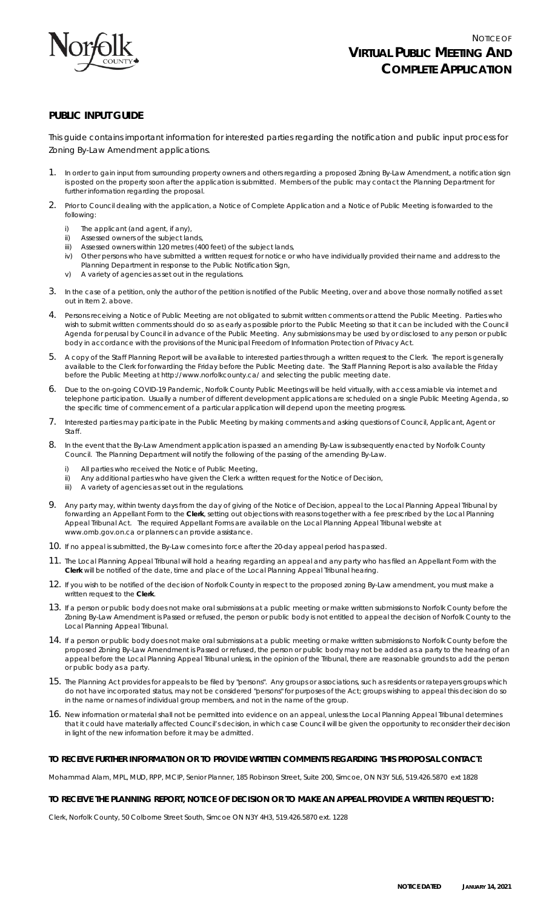# NOTICE OF VIRTUAL PUBLIC MEETING AND COMPLETE APPLICATION

## PUBLIC INPUT GUIDE

This guide contains important information for interested parties regarding the notification and public input process for Zoning By-Law Amendment applications.

1. In order to gain input from surrounding property owners and others regarding a proposed Zoning By-Law Amendment, a notification sign is posted on the property soon after the application is submitted. Members of the public may contact the Planning Department for further information regarding the proposal.
2. Prior to Council dealing with the application, a Notice of Complete Application and a Notice of Public Meeting is forwarded to the following:
   i) The applicant (and agent, if any),
   ii) Assessed owners of the subject lands,
   iii) Assessed owners within 120 metres (400 feet) of the subject lands,
   iv) Other persons who have submitted a written request for notice or who have individually provided their name and address to the Planning Department in response to the Public Notification Sign,
   v) A variety of agencies as set out in the regulations.
3. In the case of a petition, only the author of the petition is notified of the Public Meeting, over and above those normally notified as set out in Item 2. above.
4. Persons receiving a Notice of Public Meeting are not obligated to submit written comments or attend the Public Meeting. Parties who wish to submit written comments should do so as early as possible prior to the Public Meeting so that it can be included with the Council Agenda for perusal by Council in advance of the Public Meeting. Any submissions may be used by or disclosed to any person or public body in accordance with the provisions of the Municipal Freedom of Information Protection of Privacy Act.
5. A copy of the Staff Planning Report will be available to interested parties through a written request to the Clerk. The report is generally available to the Clerk for forwarding the Friday before the Public Meeting date. The Staff Planning Report is also available the Friday before the Public Meeting at http://www.norfolkcounty.ca/ and selecting the public meeting date.
6. Due to the on-going COVID-19 Pandemic, Norfolk County Public Meetings will be held virtually, with access amiable via internet and telephone participation. Usually a number of different development applications are scheduled on a single Public Meeting Agenda, so the specific time of commencement of a particular application will depend upon the meeting progress.
7. Interested parties may participate in the Public Meeting by making comments and asking questions of Council, Applicant, Agent or Staff.
8. In the event that the By-Law Amendment application is passed an amending By-Law is subsequently enacted by Norfolk County Council. The Planning Department will notify the following of the passing of the amending By-Law.
   i) All parties who received the Notice of Public Meeting,
   ii) Any additional parties who have given the Clerk a written request for the Notice of Decision,
   iii) A variety of agencies as set out in the regulations.
9. Any party may, within twenty days from the day of giving of the Notice of Decision, appeal to the Local Planning Appeal Tribunal by forwarding an Appellant Form to the **Clerk**, setting out objections with reasons together with a fee prescribed by the Local Planning Appeal Tribunal Act. The required Appellant Forms are available on the Local Planning Appeal Tribunal website at www.omb.gov.on.ca or planners can provide assistance.
10. If no appeal is submitted, the By-Law comes into force after the 20-day appeal period has passed.
11. The Local Planning Appeal Tribunal will hold a hearing regarding an appeal and any party who has filed an Appellant Form with the **Clerk** will be notified of the date, time and place of the Local Planning Appeal Tribunal hearing.
12. If you wish to be notified of the decision of Norfolk County in respect to the proposed zoning By-Law amendment, you must make a written request to the **Clerk**.
13. If a person or public body does not make oral submissions at a public meeting or make written submissions to Norfolk County before the Zoning By-Law Amendment is Passed or refused, the person or public body is not entitled to appeal the decision of Norfolk County to the Local Planning Appeal Tribunal.
14. If a person or public body does not make oral submissions at a public meeting or make written submissions to Norfolk County before the proposed Zoning By-Law Amendment is Passed or refused, the person or public body may not be added as a party to the hearing of an appeal before the Local Planning Appeal Tribunal unless, in the opinion of the Tribunal, there are reasonable grounds to add the person or public body as a party.
15. The Planning Act provides for appeals to be filed by "persons". Any groups or associations, such as residents or ratepayers groups which do not have incorporated status, may not be considered "persons" for purposes of the Act; groups wishing to appeal this decision do so in the name or names of individual group members, and not in the name of the group.
16. New information or material shall not be permitted into evidence on an appeal, unless the Local Planning Appeal Tribunal determines that it could have materially affected Council's decision, in which case Council will be given the opportunity to reconsider their decision in light of the new information before it may be admitted.

**TO RECEIVE FURTHER INFORMATION OR TO PROVIDE WRITTEN COMMENTS REGARDING THIS PROPOSAL CONTACT:**

Mohammad Alam, MPL, MUD, RPP, MCIP, Senior Planner, 185 Robinson Street, Suite 200, Simcoe, ON N3Y 5L6, 519.426.5870 ext 1828

**TO RECEIVE THE PLANNING REPORT, NOTICE OF DECISION OR TO MAKE AN APPEAL PROVIDE A WRITTEN REQUEST TO:**

Clerk, Norfolk County, 50 Colborne Street South, Simcoe ON N3Y 4H3, 519.426.5870 ext. 1228

**NOTICE DATED JANUARY 14, 2021**